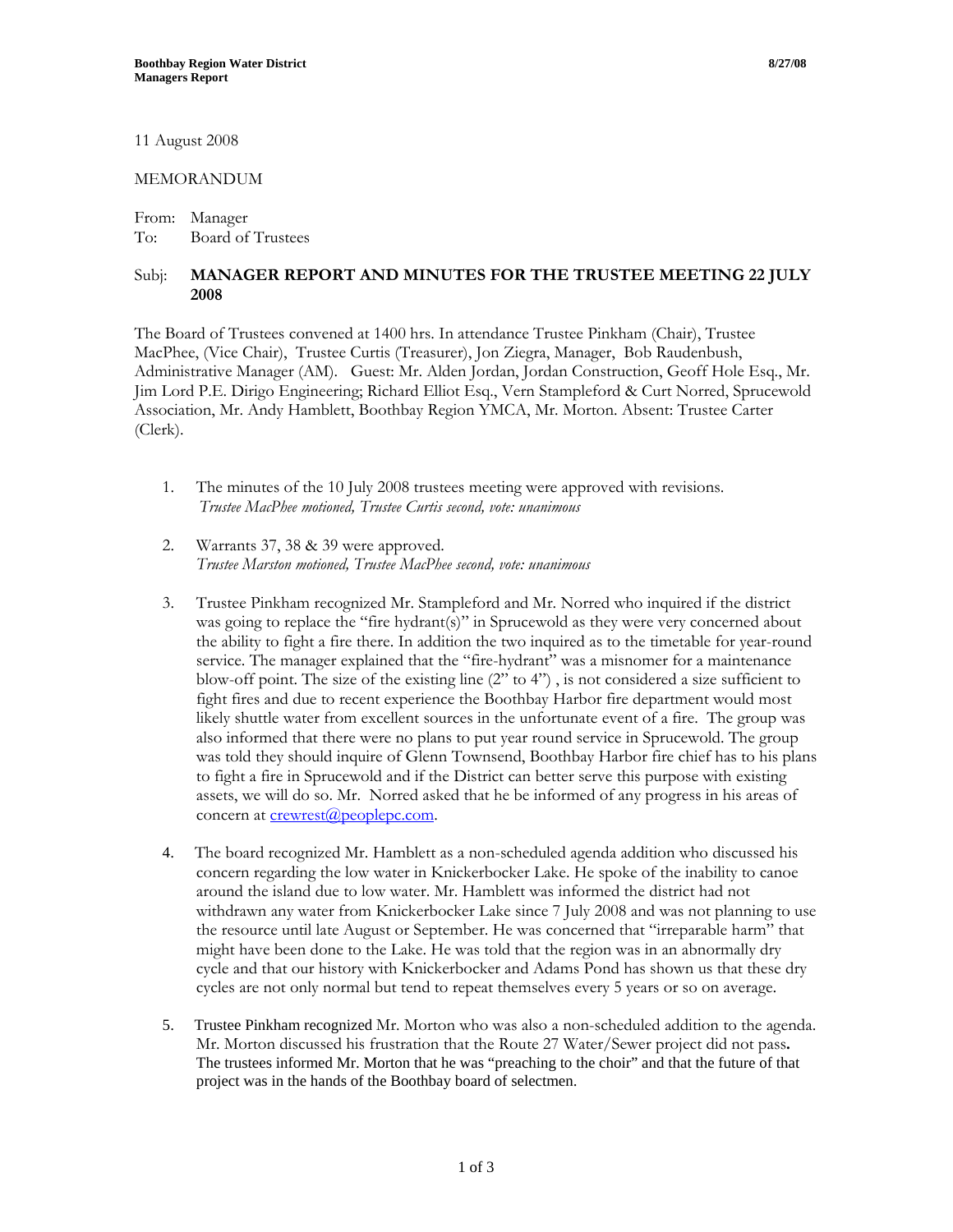11 August 2008

MEMORANDUM

From: Manager
To: Board of Trustees

Subj: **MANAGER REPORT AND MINUTES FOR THE TRUSTEE MEETING 22 JULY 2008**

The Board of Trustees convened at 1400 hrs. In attendance Trustee Pinkham (Chair), Trustee MacPhee, (Vice Chair), Trustee Curtis (Treasurer), Jon Ziegra, Manager, Bob Raudenbush, Administrative Manager (AM). Guest: Mr. Alden Jordan, Jordan Construction, Geoff Hole Esq., Mr. Jim Lord P.E. Dirigo Engineering; Richard Elliot Esq., Vern Stampleford & Curt Norred, Sprucewold Association, Mr. Andy Hamblett, Boothbay Region YMCA, Mr. Morton. Absent: Trustee Carter (Clerk).

1. The minutes of the 10 July 2008 trustees meeting were approved with revisions.
   *Trustee MacPhee motioned, Trustee Curtis second, vote: unanimous*

2. Warrants 37, 38 & 39 were approved.
   *Trustee Marston motioned, Trustee MacPhee second, vote: unanimous*

3. Trustee Pinkham recognized Mr. Stampleford and Mr. Norred who inquired if the district was going to replace the "fire hydrant(s)" in Sprucewold as they were very concerned about the ability to fight a fire there. In addition the two inquired as to the timetable for year-round service. The manager explained that the "fire-hydrant" was a misnomer for a maintenance blow-off point. The size of the existing line (2" to 4") , is not considered a size sufficient to fight fires and due to recent experience the Boothbay Harbor fire department would most likely shuttle water from excellent sources in the unfortunate event of a fire. The group was also informed that there were no plans to put year round service in Sprucewold. The group was told they should inquire of Glenn Townsend, Boothbay Harbor fire chief has to his plans to fight a fire in Sprucewold and if the District can better serve this purpose with existing assets, we will do so. Mr. Norred asked that he be informed of any progress in his areas of concern at crewrest@peoplepc.com.

4. The board recognized Mr. Hamblett as a non-scheduled agenda addition who discussed his concern regarding the low water in Knickerbocker Lake. He spoke of the inability to canoe around the island due to low water. Mr. Hamblett was informed the district had not withdrawn any water from Knickerbocker Lake since 7 July 2008 and was not planning to use the resource until late August or September. He was concerned that "irreparable harm" that might have been done to the Lake. He was told that the region was in an abnormally dry cycle and that our history with Knickerbocker and Adams Pond has shown us that these dry cycles are not only normal but tend to repeat themselves every 5 years or so on average.

5. Trustee Pinkham recognized Mr. Morton who was also a non-scheduled addition to the agenda. Mr. Morton discussed his frustration that the Route 27 Water/Sewer project did not pass**.** The trustees informed Mr. Morton that he was "preaching to the choir" and that the future of that project was in the hands of the Boothbay board of selectmen.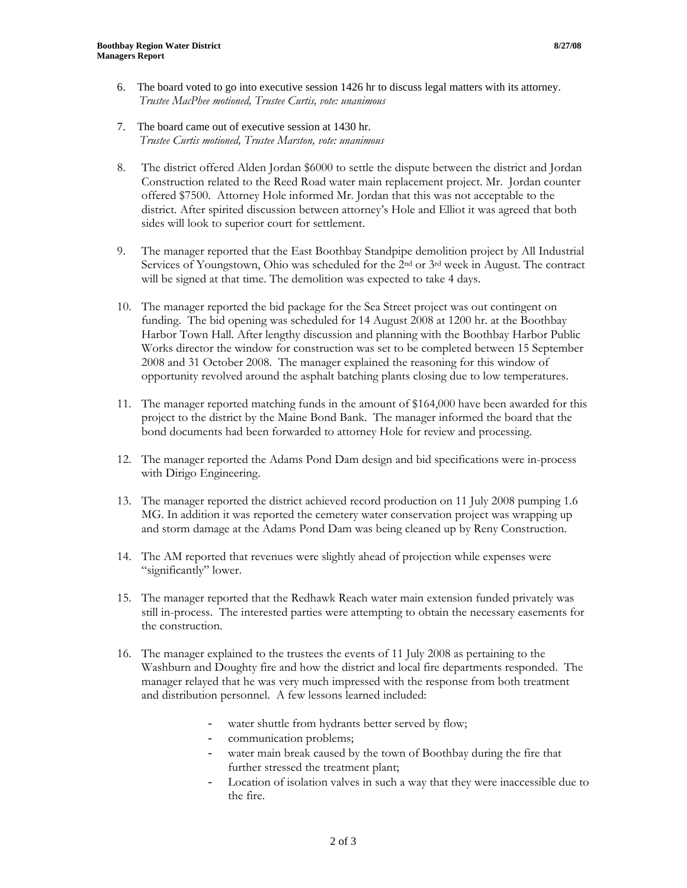6. The board voted to go into executive session 1426 hr to discuss legal matters with its attorney.
   *Trustee MacPhee motioned, Trustee Curtis, vote: unanimous*

7. The board came out of executive session at 1430 hr.
   *Trustee Curtis motioned, Trustee Marston, vote: unanimous*

8. The district offered Alden Jordan $6000 to settle the dispute between the district and Jordan Construction related to the Reed Road water main replacement project. Mr. Jordan counter offered $7500. Attorney Hole informed Mr. Jordan that this was not acceptable to the district. After spirited discussion between attorney's Hole and Elliot it was agreed that both sides will look to superior court for settlement.

9. The manager reported that the East Boothbay Standpipe demolition project by All Industrial Services of Youngstown, Ohio was scheduled for the 2nd or 3rd week in August. The contract will be signed at that time. The demolition was expected to take 4 days.

10. The manager reported the bid package for the Sea Street project was out contingent on funding. The bid opening was scheduled for 14 August 2008 at 1200 hr. at the Boothbay Harbor Town Hall. After lengthy discussion and planning with the Boothbay Harbor Public Works director the window for construction was set to be completed between 15 September 2008 and 31 October 2008. The manager explained the reasoning for this window of opportunity revolved around the asphalt batching plants closing due to low temperatures.

11. The manager reported matching funds in the amount of $164,000 have been awarded for this project to the district by the Maine Bond Bank. The manager informed the board that the bond documents had been forwarded to attorney Hole for review and processing.

12. The manager reported the Adams Pond Dam design and bid specifications were in-process with Dirigo Engineering.

13. The manager reported the district achieved record production on 11 July 2008 pumping 1.6 MG. In addition it was reported the cemetery water conservation project was wrapping up and storm damage at the Adams Pond Dam was being cleaned up by Reny Construction.

14. The AM reported that revenues were slightly ahead of projection while expenses were "significantly" lower.

15. The manager reported that the Redhawk Reach water main extension funded privately was still in-process. The interested parties were attempting to obtain the necessary easements for the construction.

16. The manager explained to the trustees the events of 11 July 2008 as pertaining to the Washburn and Doughty fire and how the district and local fire departments responded. The manager relayed that he was very much impressed with the response from both treatment and distribution personnel. A few lessons learned included:

    - water shuttle from hydrants better served by flow;
    - communication problems;
    - water main break caused by the town of Boothbay during the fire that further stressed the treatment plant;
    - Location of isolation valves in such a way that they were inaccessible due to the fire.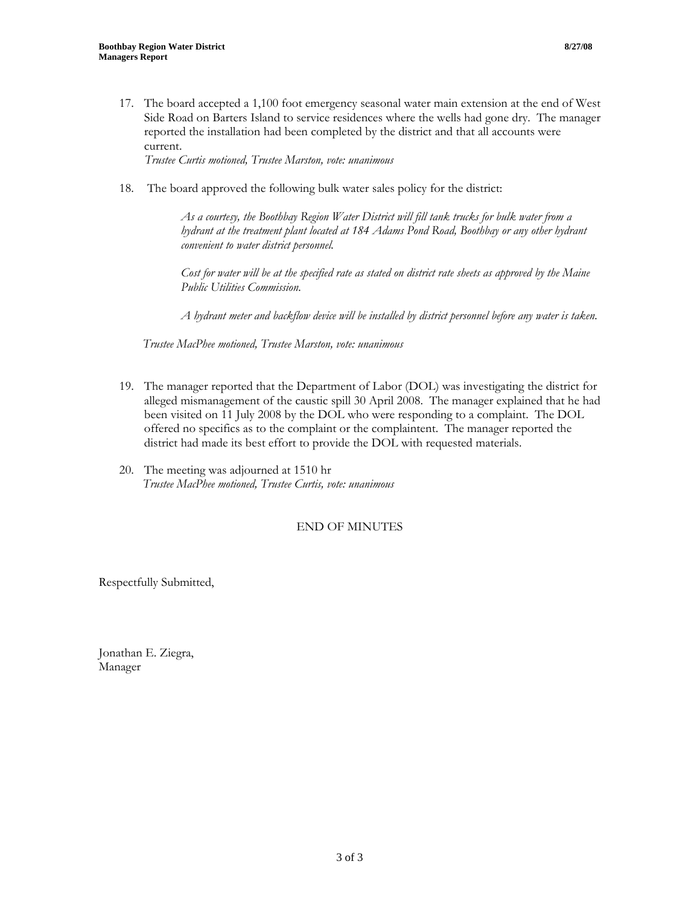17. The board accepted a 1,100 foot emergency seasonal water main extension at the end of West Side Road on Barters Island to service residences where the wells had gone dry. The manager reported the installation had been completed by the district and that all accounts were current.
    *Trustee Curtis motioned, Trustee Marston, vote: unanimous*

18. The board approved the following bulk water sales policy for the district:

    > *As a courtesy, the Boothbay Region Water District will fill tank trucks for bulk water from a hydrant at the treatment plant located at 184 Adams Pond Road, Boothbay or any other hydrant convenient to water district personnel.*
    >
    > *Cost for water will be at the specified rate as stated on district rate sheets as approved by the Maine Public Utilities Commission.*
    >
    > *A hydrant meter and backflow device will be installed by district personnel before any water is taken.*

    *Trustee MacPhee motioned, Trustee Marston, vote: unanimous*

19. The manager reported that the Department of Labor (DOL) was investigating the district for alleged mismanagement of the caustic spill 30 April 2008. The manager explained that he had been visited on 11 July 2008 by the DOL who were responding to a complaint. The DOL offered no specifics as to the complaint or the complaintent. The manager reported the district had made its best effort to provide the DOL with requested materials.

20. The meeting was adjourned at 1510 hr
    *Trustee MacPhee motioned, Trustee Curtis, vote: unanimous*

END OF MINUTES

Respectfully Submitted,

Jonathan E. Ziegra,
Manager